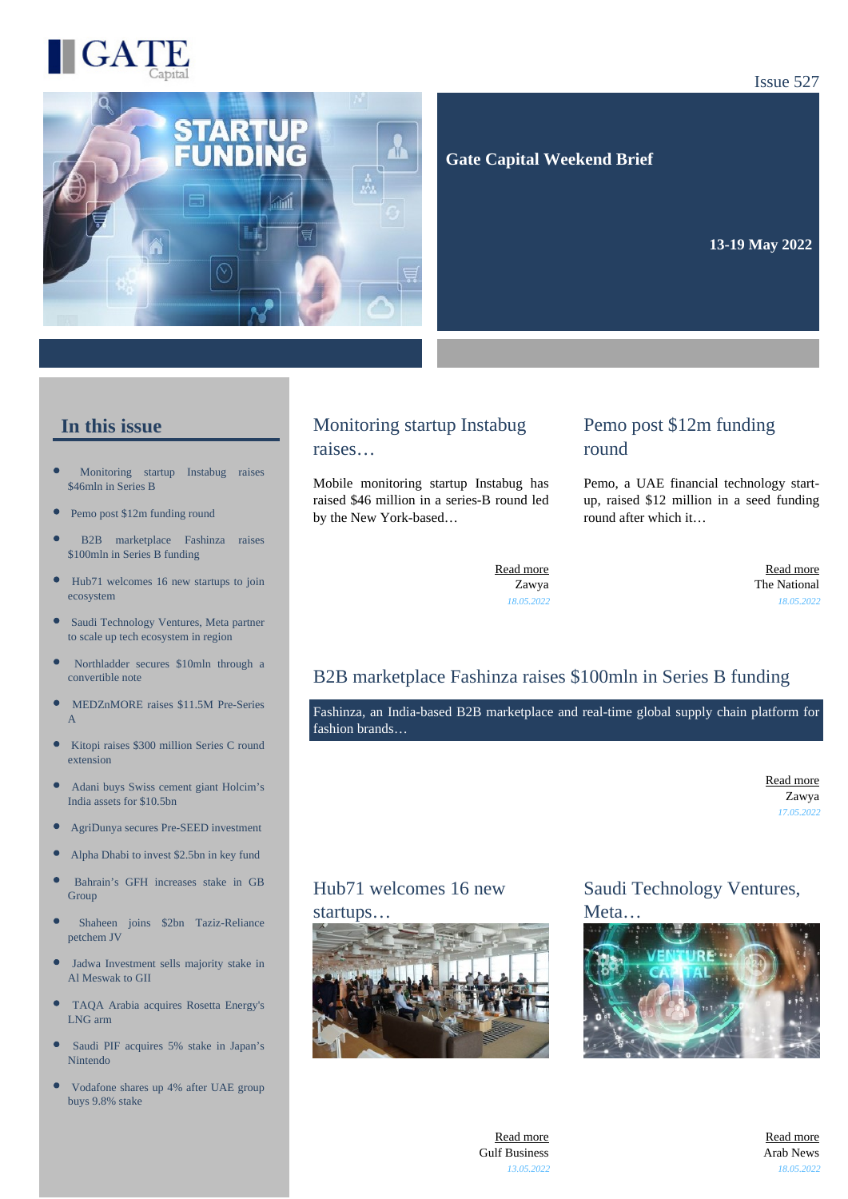GATE Capital

Issue 527

# Gate Capital Weekend Brief

**13-19 May 2022**

## In this issue

- Monitoring startup Instabug raises $46mln in Series B
- Pemo post $12m funding round
- B2B marketplace Fashinza raises $100mln in Series B funding
- Hub71 welcomes 16 new startups to join ecosystem
- Saudi Technology Ventures, Meta partner to scale up tech ecosystem in region
- Northladder secures $10mln through a convertible note
- MEDZnMORE raises $11.5M Pre-Series A
- Kitopi raises $300 million Series C round extension
- Adani buys Swiss cement giant Holcim's India assets for $10.5bn
- AgriDunya secures Pre-SEED investment
- Alpha Dhabi to invest $2.5bn in key fund
- Bahrain's GFH increases stake in GB Group
- Shaheen joins $2bn Taziz-Reliance petchem JV
- Jadwa Investment sells majority stake in Al Meswak to GII
- TAQA Arabia acquires Rosetta Energy's LNG arm
- Saudi PIF acquires 5% stake in Japan's Nintendo
- Vodafone shares up 4% after UAE group buys 9.8% stake

## Monitoring startup Instabug raises…

Mobile monitoring startup Instabug has raised $46 million in a series-B round led by the New York-based…

Read more
Zawya
*18.05.2022*

## Pemo post $12m funding round

Pemo, a UAE financial technology start-up, raised $12 million in a seed funding round after which it…

Read more
The National
*18.05.2022*

## B2B marketplace Fashinza raises $100mln in Series B funding

Fashinza, an India-based B2B marketplace and real-time global supply chain platform for fashion brands…

Read more
Zawya
*17.05.2022*

## Hub71 welcomes 16 new startups…

Read more
Gulf Business
*13.05.2022*

## Saudi Technology Ventures, Meta…

Read more
Arab News
*18.05.2022*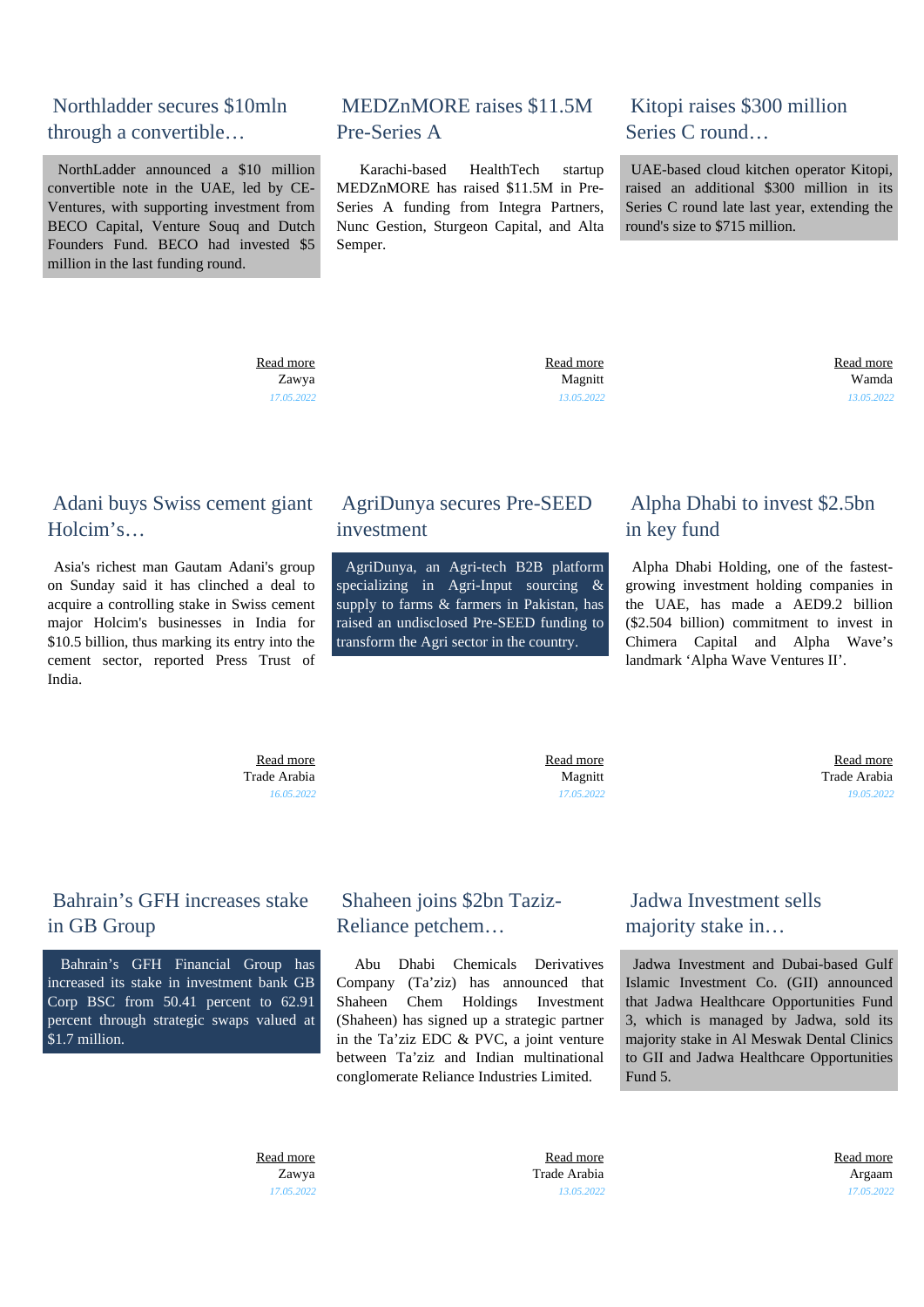## Northladder secures $10mln through a convertible…

NorthLadder announced a $10 million convertible note in the UAE, led by CE-Ventures, with supporting investment from BECO Capital, Venture Souq and Dutch Founders Fund. BECO had invested $5 million in the last funding round.

Read more
Zawya
*17.05.2022*

## MEDZnMORE raises $11.5M Pre-Series A

Karachi-based HealthTech startup MEDZnMORE has raised $11.5M in Pre-Series A funding from Integra Partners, Nunc Gestion, Sturgeon Capital, and Alta Semper.

Read more
Magnitt
*13.05.2022*

## Kitopi raises $300 million Series C round…

UAE-based cloud kitchen operator Kitopi, raised an additional $300 million in its Series C round late last year, extending the round's size to $715 million.

Read more
Wamda
*13.05.2022*

## Adani buys Swiss cement giant Holcim's…

Asia's richest man Gautam Adani's group on Sunday said it has clinched a deal to acquire a controlling stake in Swiss cement major Holcim's businesses in India for $10.5 billion, thus marking its entry into the cement sector, reported Press Trust of India.

Read more
Trade Arabia
*16.05.2022*

## AgriDunya secures Pre-SEED investment

AgriDunya, an Agri-tech B2B platform specializing in Agri-Input sourcing & supply to farms & farmers in Pakistan, has raised an undisclosed Pre-SEED funding to transform the Agri sector in the country.

Read more
Magnitt
*17.05.2022*

## Alpha Dhabi to invest $2.5bn in key fund

Alpha Dhabi Holding, one of the fastest-growing investment holding companies in the UAE, has made a AED9.2 billion ($2.504 billion) commitment to invest in Chimera Capital and Alpha Wave's landmark 'Alpha Wave Ventures II'.

Read more
Trade Arabia
*19.05.2022*

## Bahrain's GFH increases stake in GB Group

Bahrain's GFH Financial Group has increased its stake in investment bank GB Corp BSC from 50.41 percent to 62.91 percent through strategic swaps valued at $1.7 million.

Read more
Zawya
*17.05.2022*

## Shaheen joins $2bn Taziz-Reliance petchem…

Abu Dhabi Chemicals Derivatives Company (Ta'ziz) has announced that Shaheen Chem Holdings Investment (Shaheen) has signed up a strategic partner in the Ta'ziz EDC & PVC, a joint venture between Ta'ziz and Indian multinational conglomerate Reliance Industries Limited.

Read more
Trade Arabia
*13.05.2022*

## Jadwa Investment sells majority stake in…

Jadwa Investment and Dubai-based Gulf Islamic Investment Co. (GII) announced that Jadwa Healthcare Opportunities Fund 3, which is managed by Jadwa, sold its majority stake in Al Meswak Dental Clinics to GII and Jadwa Healthcare Opportunities Fund 5.

Read more
Argaam
*17.05.2022*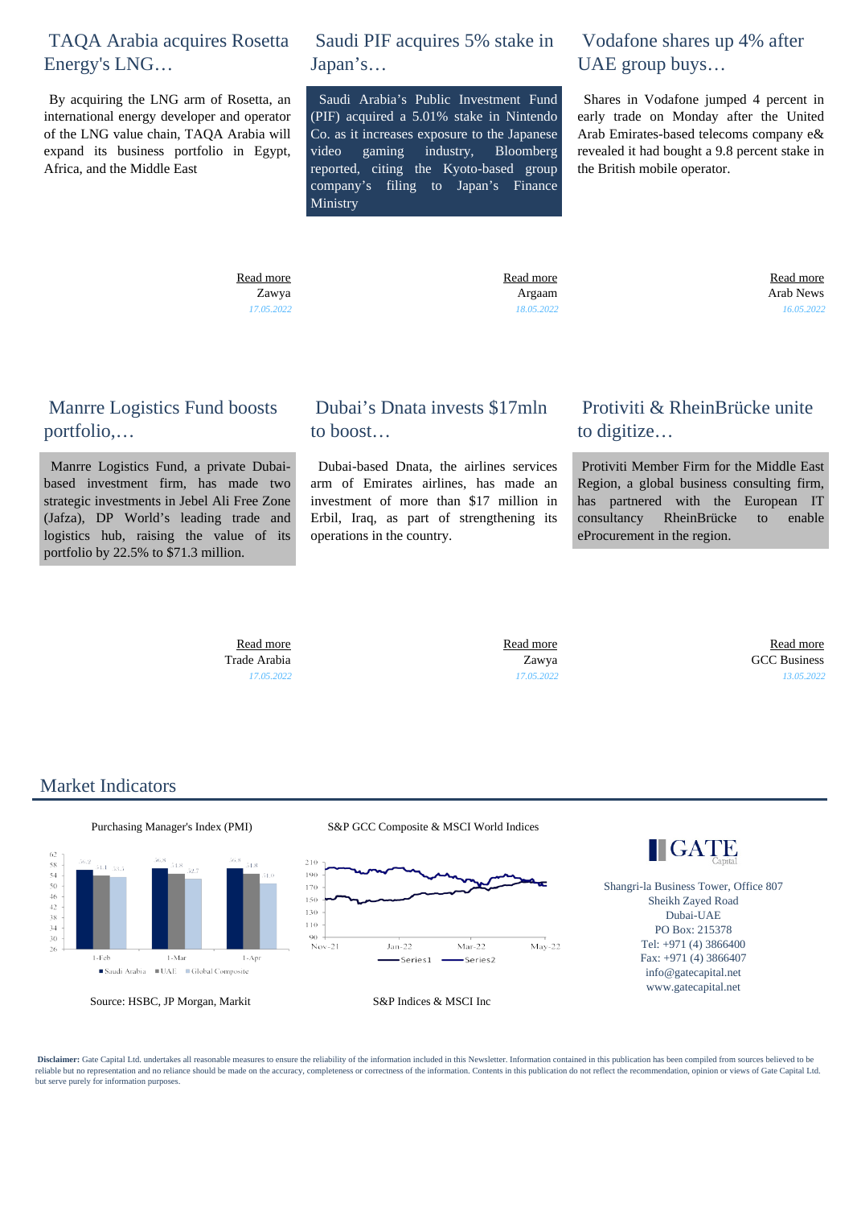## TAQA Arabia acquires Rosetta Energy's LNG…

By acquiring the LNG arm of Rosetta, an international energy developer and operator of the LNG value chain, TAQA Arabia will expand its business portfolio in Egypt, Africa, and the Middle East

Read more
Zawya
*17.05.2022*

## Saudi PIF acquires 5% stake in Japan's…

Saudi Arabia's Public Investment Fund (PIF) acquired a 5.01% stake in Nintendo Co. as it increases exposure to the Japanese video gaming industry, Bloomberg reported, citing the Kyoto-based group company's filing to Japan's Finance Ministry

Read more
Argaam
*18.05.2022*

## Vodafone shares up 4% after UAE group buys…

Shares in Vodafone jumped 4 percent in early trade on Monday after the United Arab Emirates-based telecoms company e& revealed it had bought a 9.8 percent stake in the British mobile operator.

Read more
Arab News
*16.05.2022*

## Manrre Logistics Fund boosts portfolio,…

Manrre Logistics Fund, a private Dubai-based investment firm, has made two strategic investments in Jebel Ali Free Zone (Jafza), DP World's leading trade and logistics hub, raising the value of its portfolio by 22.5% to $71.3 million.

Read more
Trade Arabia
*17.05.2022*

## Dubai's Dnata invests $17mln to boost…

Dubai-based Dnata, the airlines services arm of Emirates airlines, has made an investment of more than $17 million in Erbil, Iraq, as part of strengthening its operations in the country.

Read more
Zawya
*17.05.2022*

## Protiviti & RheinBrücke unite to digitize…

Protiviti Member Firm for the Middle East Region, a global business consulting firm, has partnered with the European IT consultancy RheinBrücke to enable eProcurement in the region.

Read more
GCC Business
*13.05.2022*

## Market Indicators

Purchasing Manager's Index (PMI)

62
58
54
50
46
42
38
34
30
26

56.2 54.1 53.5
56.8 54.8 52.7
56.8 54.8 51.0

1-Feb
1-Mar
1-Apr

Saudi Arabia UAE Global Composite

Source: HSBC, JP Morgan, Markit

S&P GCC Composite & MSCI World Indices

210
190
170
150
130
110
90

Nov-21 Jan-22 Mar-22 May-22

Series1 Series2

S&P Indices & MSCI Inc

GATE Capital

Shangri-la Business Tower, Office 807
Sheikh Zayed Road
Dubai-UAE
PO Box: 215378
Tel: +971 (4) 3866400
Fax: +971 (4) 3866407
info@gatecapital.net
www.gatecapital.net

**Disclaimer:** Gate Capital Ltd. undertakes all reasonable measures to ensure the reliability of the information included in this Newsletter. Information contained in this publication has been compiled from sources believed to be reliable but no representation and no reliance should be made on the accuracy, completeness or correctness of the information. Contents in this publication do not reflect the recommendation, opinion or views of Gate Capital Ltd. but serve purely for information purposes.